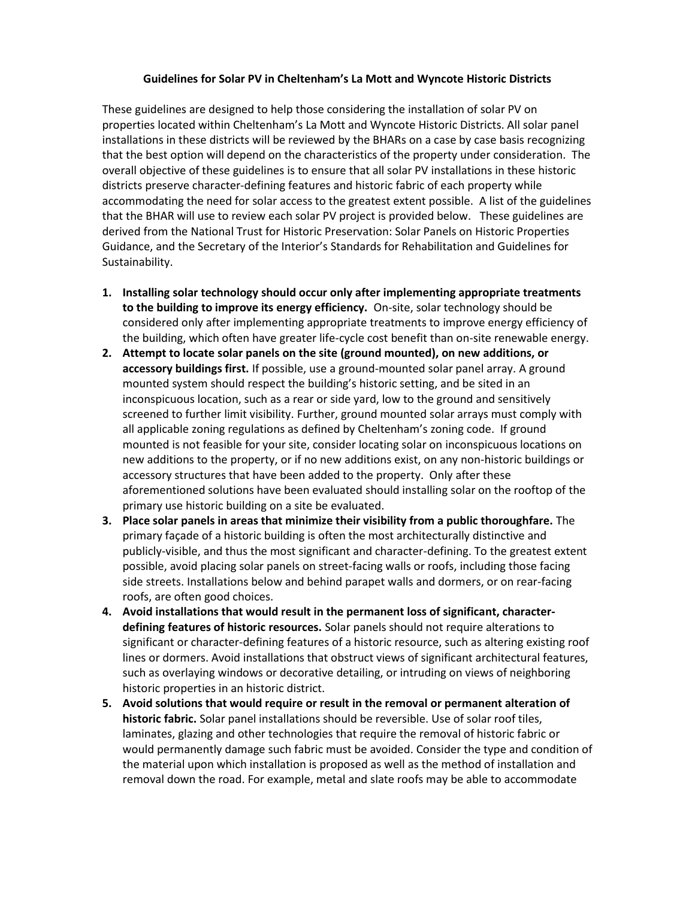**Guidelines for Solar PV in Cheltenham's La Mott and Wyncote Historic Districts**

These guidelines are designed to help those considering the installation of solar PV on properties located within Cheltenham's La Mott and Wyncote Historic Districts. All solar panel installations in these districts will be reviewed by the BHARs on a case by case basis recognizing that the best option will depend on the characteristics of the property under consideration. The overall objective of these guidelines is to ensure that all solar PV installations in these historic districts preserve character-defining features and historic fabric of each property while accommodating the need for solar access to the greatest extent possible. A list of the guidelines that the BHAR will use to review each solar PV project is provided below. These guidelines are derived from the National Trust for Historic Preservation: Solar Panels on Historic Properties Guidance, and the Secretary of the Interior's Standards for Rehabilitation and Guidelines for Sustainability.

1. **Installing solar technology should occur only after implementing appropriate treatments to the building to improve its energy efficiency.** On-site, solar technology should be considered only after implementing appropriate treatments to improve energy efficiency of the building, which often have greater life-cycle cost benefit than on-site renewable energy.
2. **Attempt to locate solar panels on the site (ground mounted), on new additions, or accessory buildings first.** If possible, use a ground-mounted solar panel array. A ground mounted system should respect the building's historic setting, and be sited in an inconspicuous location, such as a rear or side yard, low to the ground and sensitively screened to further limit visibility. Further, ground mounted solar arrays must comply with all applicable zoning regulations as defined by Cheltenham's zoning code. If ground mounted is not feasible for your site, consider locating solar on inconspicuous locations on new additions to the property, or if no new additions exist, on any non-historic buildings or accessory structures that have been added to the property. Only after these aforementioned solutions have been evaluated should installing solar on the rooftop of the primary use historic building on a site be evaluated.
3. **Place solar panels in areas that minimize their visibility from a public thoroughfare.** The primary façade of a historic building is often the most architecturally distinctive and publicly-visible, and thus the most significant and character-defining. To the greatest extent possible, avoid placing solar panels on street-facing walls or roofs, including those facing side streets. Installations below and behind parapet walls and dormers, or on rear-facing roofs, are often good choices.
4. **Avoid installations that would result in the permanent loss of significant, character-defining features of historic resources.** Solar panels should not require alterations to significant or character-defining features of a historic resource, such as altering existing roof lines or dormers. Avoid installations that obstruct views of significant architectural features, such as overlaying windows or decorative detailing, or intruding on views of neighboring historic properties in an historic district.
5. **Avoid solutions that would require or result in the removal or permanent alteration of historic fabric.** Solar panel installations should be reversible. Use of solar roof tiles, laminates, glazing and other technologies that require the removal of historic fabric or would permanently damage such fabric must be avoided. Consider the type and condition of the material upon which installation is proposed as well as the method of installation and removal down the road. For example, metal and slate roofs may be able to accommodate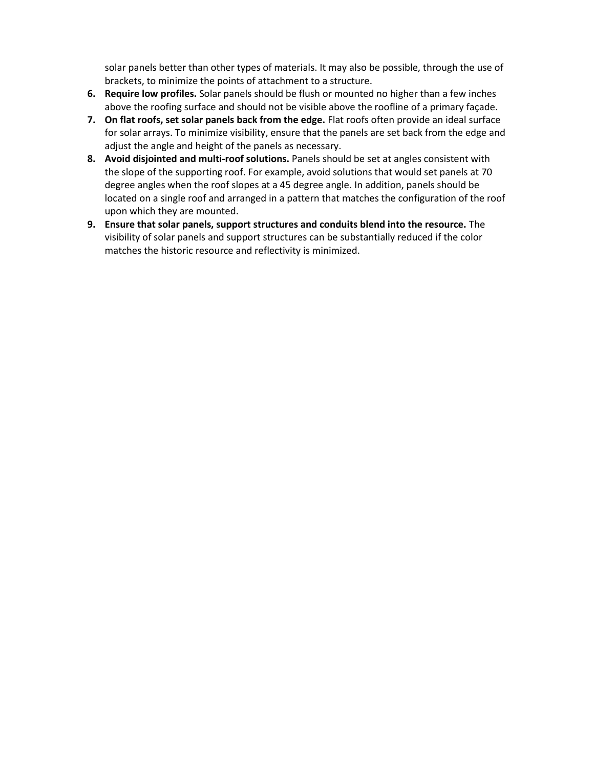solar panels better than other types of materials. It may also be possible, through the use of brackets, to minimize the points of attachment to a structure.

6. **Require low profiles.** Solar panels should be flush or mounted no higher than a few inches above the roofing surface and should not be visible above the roofline of a primary façade.
7. **On flat roofs, set solar panels back from the edge.** Flat roofs often provide an ideal surface for solar arrays. To minimize visibility, ensure that the panels are set back from the edge and adjust the angle and height of the panels as necessary.
8. **Avoid disjointed and multi-roof solutions.** Panels should be set at angles consistent with the slope of the supporting roof. For example, avoid solutions that would set panels at 70 degree angles when the roof slopes at a 45 degree angle. In addition, panels should be located on a single roof and arranged in a pattern that matches the configuration of the roof upon which they are mounted.
9. **Ensure that solar panels, support structures and conduits blend into the resource.** The visibility of solar panels and support structures can be substantially reduced if the color matches the historic resource and reflectivity is minimized.